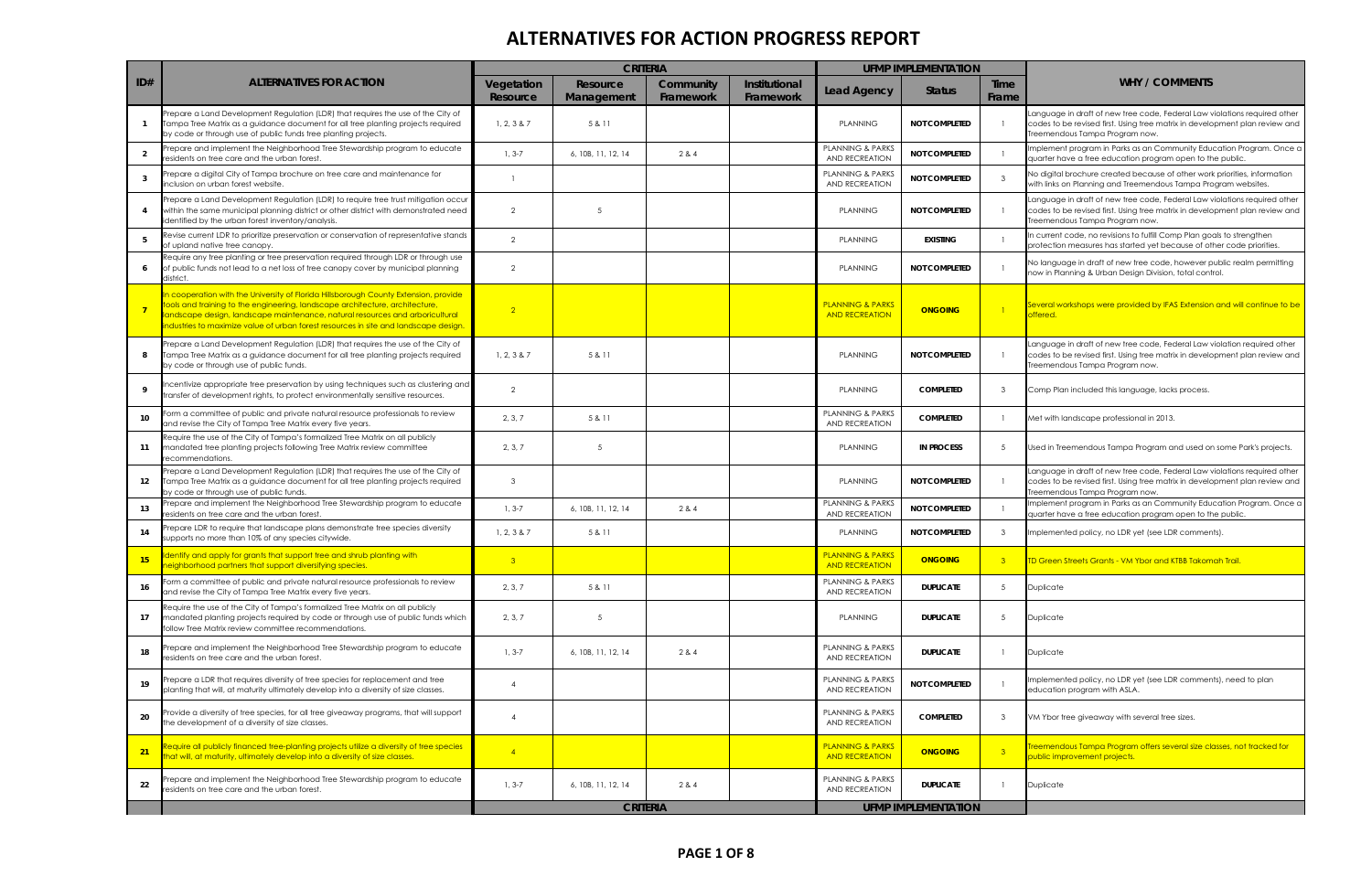# ALTERNATIVES FOR ACTION PROGRESS REPORT

| ID# | ALTERNATIVES FOR ACTION | CRITERIA | | | | UFMP IMPLEMENTATION | | | WHY / COMMENTS |
|---|---|---|---|---|---|---|---|---|---|
| | | Vegetation Resource | Resource Management | Community Framework | Institutional Framework | Lead Agency | Status | Time Frame | |
| 1 | Prepare a Land Development Regulation (LDR) that requires the use of the City of Tampa Tree Matrix as a guidance document for all tree planting projects required by code or through use of public funds tree planting projects. | 1, 2, 3 & 7 | 5 & 11 | | | PLANNING | NOT COMPLETED | 1 | Language in draft of new tree code, Federal Law violations required other codes to be revised first. Using tree matrix in development plan review and Treemendous Tampa Program now. |
| 2 | Prepare and implement the Neighborhood Tree Stewardship program to educate residents on tree care and the urban forest. | 1, 3-7 | 6, 10B, 11, 12, 14 | 2 & 4 | | PLANNING & PARKS AND RECREATION | NOT COMPLETED | 1 | Implement program in Parks as an Community Education Program. Once a quarter have a free education program open to the public. |
| 3 | Prepare a digital City of Tampa brochure on tree care and maintenance for inclusion on urban forest website. | 1 | | | | PLANNING & PARKS AND RECREATION | NOT COMPLETED | 3 | No digital brochure created because of other work priorities, information with links on Planning and Treemendous Tampa Program websites. |
| 4 | Prepare a Land Development Regulation (LDR) to require tree trust mitigation occur within the same municipal planning district or other district with demonstrated need identified by the urban forest inventory/analysis. | 2 | 5 | | | PLANNING | NOT COMPLETED | 1 | Language in draft of new tree code, Federal Law violations required other codes to be revised first. Using tree matrix in development plan review and Treemendous Tampa Program now. |
| 5 | Revise current LDR to prioritize preservation or conservation of representative stands of upland native tree canopy. | 2 | | | | PLANNING | EXISTING | 1 | In current code, no revisions to fulfill Comp Plan goals to strengthen protection measures has started yet because of other code priorities. |
| 6 | Require any tree planting or tree preservation required through LDR or through use of public funds not lead to a net loss of tree canopy cover by municipal planning district. | 2 | | | | PLANNING | NOT COMPLETED | 1 | No language in draft of new tree code, however public realm permitting now in Planning & Urban Design Division, total control. |
| 7 | In cooperation with the University of Florida Hillsborough County Extension, provide tools and training to the engineering, landscape architecture, architecture, landscape design, landscape maintenance, natural resources and arboricultural industries to maximize value of urban forest resources in site and landscape design. | 2 | | | | PLANNING & PARKS AND RECREATION | ONGOING | 1 | Several workshops were provided by IFAS Extension and will continue to be offered. |
| 8 | Prepare a Land Development Regulation (LDR) that requires the use of the City of Tampa Tree Matrix as a guidance document for all tree planting projects required by code or through use of public funds. | 1, 2, 3 & 7 | 5 & 11 | | | PLANNING | NOT COMPLETED | 1 | Language in draft of new tree code, Federal Law violation required other codes to be revised first. Using tree matrix in development plan review and Treemendous Tampa Program now. |
| 9 | Incentivize appropriate tree preservation by using techniques such as clustering and transfer of development rights, to protect environmentally sensitive resources. | 2 | | | | PLANNING | COMPLETED | 3 | Comp Plan included this language, lacks process. |
| 10 | Form a committee of public and private natural resource professionals to review and revise the City of Tampa Tree Matrix every five years. | 2, 3, 7 | 5 & 11 | | | PLANNING & PARKS AND RECREATION | COMPLETED | 1 | Met with landscape professional in 2013. |
| 11 | Require the use of the City of Tampa's formalized Tree Matrix on all publicly mandated tree planting projects following Tree Matrix review committee recommendations. | 2, 3, 7 | 5 | | | PLANNING | IN PROCESS | 5 | Used in Treemendous Tampa Program and used on some Park's projects. |
| 12 | Prepare a Land Development Regulation (LDR) that requires the use of the City of Tampa Tree Matrix as a guidance document for all tree planting projects required by code or through use of public funds. | 3 | | | | PLANNING | NOT COMPLETED | 1 | Language in draft of new tree code, Federal Law violations required other codes to be revised first. Using tree matrix in development plan review and Treemendous Tampa Program now. |
| 13 | Prepare and implement the Neighborhood Tree Stewardship program to educate residents on tree care and the urban forest. | 1, 3-7 | 6, 10B, 11, 12, 14 | 2 & 4 | | PLANNING & PARKS AND RECREATION | NOT COMPLETED | 1 | Implement program in Parks as an Community Education Program. Once a quarter have a free education program open to the public. |
| 14 | Prepare LDR to require that landscape plans demonstrate tree species diversity supports no more than 10% of any species citywide. | 1, 2, 3 & 7 | 5 & 11 | | | PLANNING | NOT COMPLETED | 3 | Implemented policy, no LDR yet (see LDR comments). |
| 15 | Identify and apply for grants that support tree and shrub planting with neighborhood partners that support diversifying species. | 3 | | | | PLANNING & PARKS AND RECREATION | ONGOING | 3 | TD Green Streets Grants - VM Ybor and KTBB Takomah Trail. |
| 16 | Form a committee of public and private natural resource professionals to review and revise the City of Tampa Tree Matrix every five years. | 2, 3, 7 | 5 & 11 | | | PLANNING & PARKS AND RECREATION | DUPLICATE | 5 | Duplicate |
| 17 | Require the use of the City of Tampa's formalized Tree Matrix on all publicly mandated planting projects required by code or through use of public funds which follow Tree Matrix review committee recommendations. | 2, 3, 7 | 5 | | | PLANNING | DUPLICATE | 5 | Duplicate |
| 18 | Prepare and implement the Neighborhood Tree Stewardship program to educate residents on tree care and the urban forest. | 1, 3-7 | 6, 10B, 11, 12, 14 | 2 & 4 | | PLANNING & PARKS AND RECREATION | DUPLICATE | 1 | Duplicate |
| 19 | Prepare a LDR that requires diversity of tree species for replacement and tree planting that will, at maturity ultimately develop into a diversity of size classes. | 4 | | | | PLANNING & PARKS AND RECREATION | NOT COMPLETED | 1 | Implemented policy, no LDR yet (see LDR comments), need to plan education program with ASLA. |
| 20 | Provide a diversity of tree species, for all tree giveaway programs, that will support the development of a diversity of size classes. | 4 | | | | PLANNING & PARKS AND RECREATION | COMPLETED | 3 | VM Ybor tree giveaway with several tree sizes. |
| 21 | Require all publicly financed tree-planting projects utilize a diversity of tree species that will, at maturity, ultimately develop into a diversity of size classes. | 4 | | | | PLANNING & PARKS AND RECREATION | ONGOING | 3 | Treemendous Tampa Program offers several size classes, not tracked for public improvement projects. |
| 22 | Prepare and implement the Neighborhood Tree Stewardship program to educate residents on tree care and the urban forest. | 1, 3-7 | 6, 10B, 11, 12, 14 | 2 & 4 | | PLANNING & PARKS AND RECREATION | DUPLICATE | 1 | Duplicate |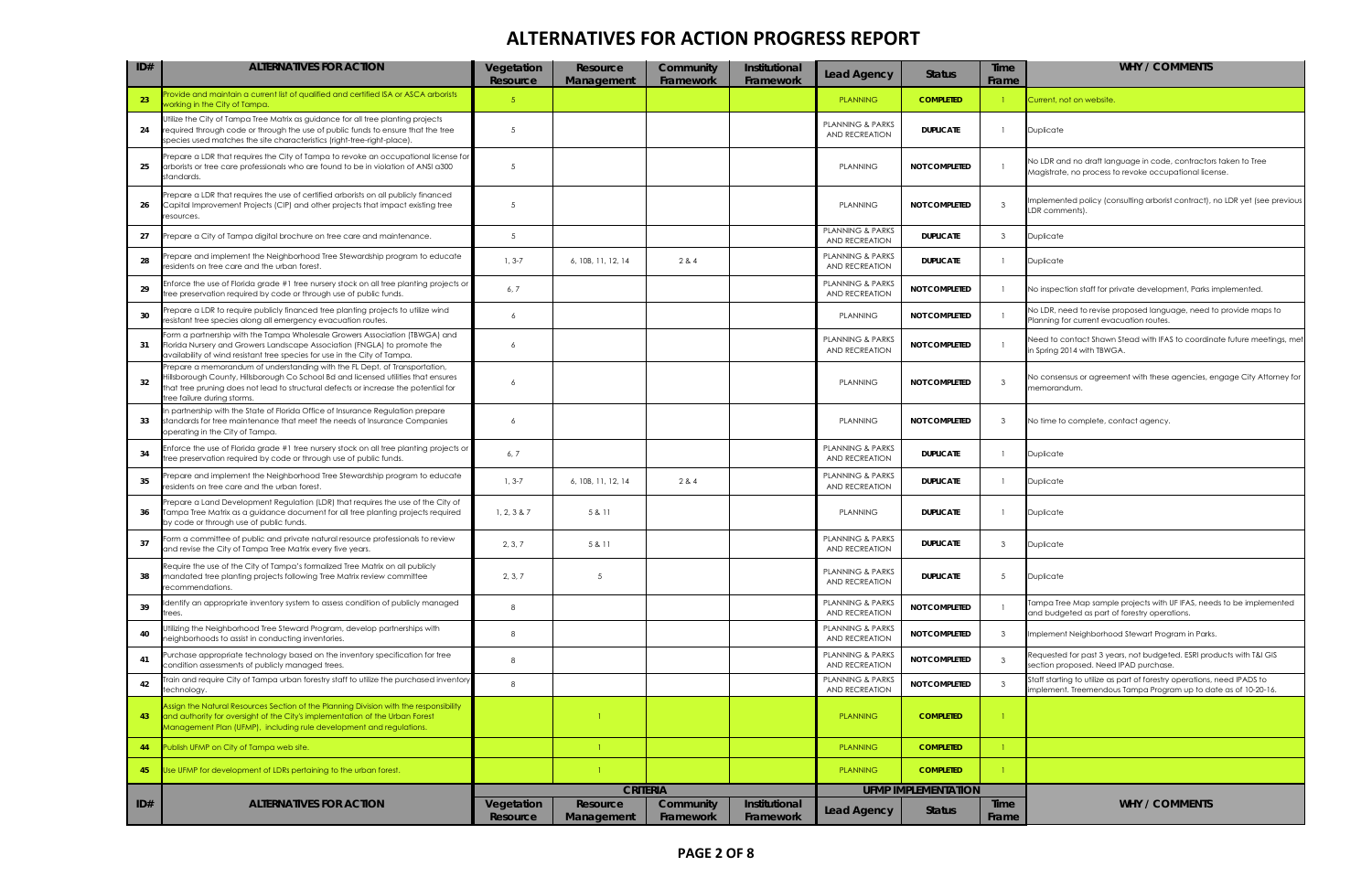# ALTERNATIVES FOR ACTION PROGRESS REPORT

| ID# | ALTERNATIVES FOR ACTION | Vegetation Resource | Resource Management | Community Framework | Institutional Framework | Lead Agency | Status | Time Frame | WHY / COMMENTS |
|---|---|---|---|---|---|---|---|---|---|
| 23 | Provide and maintain a current list of qualified and certified ISA or ASCA arborists working in the City of Tampa. | 5 | | | | PLANNING | COMPLETED | 1 | Current, not on website. |
| 24 | Utilize the City of Tampa Tree Matrix as guidance for all tree planting projects required through code or through the use of public funds to ensure that the tree species used matches the site characteristics (right-tree-right-place). | 5 | | | | PLANNING & PARKS AND RECREATION | DUPLICATE | 1 | Duplicate |
| 25 | Prepare a LDR that requires the City of Tampa to revoke an occupational license for arborists or tree care professionals who are found to be in violation of ANSI a300 standards. | 5 | | | | PLANNING | NOT COMPLETED | 1 | No LDR and no draft language in code, contractors taken to Tree Magistrate, no process to revoke occupational license. |
| 26 | Prepare a LDR that requires the use of certified arborists on all publicly financed Capital Improvement Projects (CIP) and other projects that impact existing tree resources. | 5 | | | | PLANNING | NOT COMPLETED | 3 | Implemented policy (consulting arborist contract), no LDR yet (see previous LDR comments). |
| 27 | Prepare a City of Tampa digital brochure on tree care and maintenance. | 5 | | | | PLANNING & PARKS AND RECREATION | DUPLICATE | 3 | Duplicate |
| 28 | Prepare and implement the Neighborhood Tree Stewardship program to educate residents on tree care and the urban forest. | 1, 3-7 | 6, 10B, 11, 12, 14 | 2 & 4 | | PLANNING & PARKS AND RECREATION | DUPLICATE | 1 | Duplicate |
| 29 | Enforce the use of Florida grade #1 tree nursery stock on all tree planting projects or tree preservation required by code or through use of public funds. | 6, 7 | | | | PLANNING & PARKS AND RECREATION | NOT COMPLETED | 1 | No inspection staff for private development, Parks implemented. |
| 30 | Prepare a LDR to require publicly financed tree planting projects to utilize wind resistant tree species along all emergency evacuation routes. | 6 | | | | PLANNING | NOT COMPLETED | 1 | No LDR, need to revise proposed language, need to provide maps to Planning for current evacuation routes. |
| 31 | Form a partnership with the Tampa Wholesale Growers Association (TBWGA) and Florida Nursery and Growers Landscape Association (FNGLA) to promote the availability of wind resistant tree species for use in the City of Tampa. | 6 | | | | PLANNING & PARKS AND RECREATION | NOT COMPLETED | 1 | Need to contact Shawn Stead with IFAS to coordinate future meetings, met in Spring 2014 with TBWGA. |
| 32 | Prepare a memorandum of understanding with the FL Dept. of Transportation, Hillsborough County, Hillsborough Co School Bd and licensed utilities that ensures that tree pruning does not lead to structural defects or increase the potential for tree failure during storms. | 6 | | | | PLANNING | NOT COMPLETED | 3 | No consensus or agreement with these agencies, engage City Attorney for memorandum. |
| 33 | In partnership with the State of Florida Office of Insurance Regulation prepare standards for tree maintenance that meet the needs of Insurance Companies operating in the City of Tampa. | 6 | | | | PLANNING | NOT COMPLETED | 3 | No time to complete, contact agency. |
| 34 | Enforce the use of Florida grade #1 tree nursery stock on all tree planting projects or tree preservation required by code or through use of public funds. | 6, 7 | | | | PLANNING & PARKS AND RECREATION | DUPLICATE | 1 | Duplicate |
| 35 | Prepare and implement the Neighborhood Tree Stewardship program to educate residents on tree care and the urban forest. | 1, 3-7 | 6, 10B, 11, 12, 14 | 2 & 4 | | PLANNING & PARKS AND RECREATION | DUPLICATE | 1 | Duplicate |
| 36 | Prepare a Land Development Regulation (LDR) that requires the use of the City of Tampa Tree Matrix as a guidance document for all tree planting projects required by code or through use of public funds. | 1, 2, 3 & 7 | 5 & 11 | | | PLANNING | DUPLICATE | 1 | Duplicate |
| 37 | Form a committee of public and private natural resource professionals to review and revise the City of Tampa Tree Matrix every five years. | 2, 3, 7 | 5 & 11 | | | PLANNING & PARKS AND RECREATION | DUPLICATE | 3 | Duplicate |
| 38 | Require the use of the City of Tampa's formalized Tree Matrix on all publicly mandated tree planting projects following Tree Matrix review committee recommendations. | 2, 3, 7 | 5 | | | PLANNING & PARKS AND RECREATION | DUPLICATE | 5 | Duplicate |
| 39 | Identify an appropriate inventory system to assess condition of publicly managed trees. | 8 | | | | PLANNING & PARKS AND RECREATION | NOT COMPLETED | 1 | Tampa Tree Map sample projects with UF IFAS, needs to be implemented and budgeted as part of forestry operations. |
| 40 | Utilizing the Neighborhood Tree Steward Program, develop partnerships with neighborhoods to assist in conducting inventories. | 8 | | | | PLANNING & PARKS AND RECREATION | NOT COMPLETED | 3 | Implement Neighborhood Stewart Program in Parks. |
| 41 | Purchase appropriate technology based on the inventory specification for tree condition assessments of publicly managed trees. | 8 | | | | PLANNING & PARKS AND RECREATION | NOT COMPLETED | 3 | Requested for past 3 years, not budgeted. ESRI products with T&I GIS section proposed. Need IPAD purchase. |
| 42 | Train and require City of Tampa urban forestry staff to utilize the purchased inventory technology. | 8 | | | | PLANNING & PARKS AND RECREATION | NOT COMPLETED | 3 | Staff starting to utilize as part of forestry operations, need IPADS to implement. Treemendous Tampa Program up to date as of 10-20-16. |
| 43 | Assign the Natural Resources Section of the Planning Division with the responsibility and authority for oversight of the City's implementation of the Urban Forest Management Plan (UFMP), including rule development and regulations. | | 1 | | | PLANNING | COMPLETED | 1 | |
| 44 | Publish UFMP on City of Tampa web site. | | 1 | | | PLANNING | COMPLETED | 1 | |
| 45 | Use UFMP for development of LDRs pertaining to the urban forest. | | 1 | | | PLANNING | COMPLETED | 1 | |
| | | CRITERIA | | | | UFMP IMPLEMENTATION | | | |
| ID# | ALTERNATIVES FOR ACTION | Vegetation Resource | Resource Management | Community Framework | Institutional Framework | Lead Agency | Status | Time Frame | WHY / COMMENTS |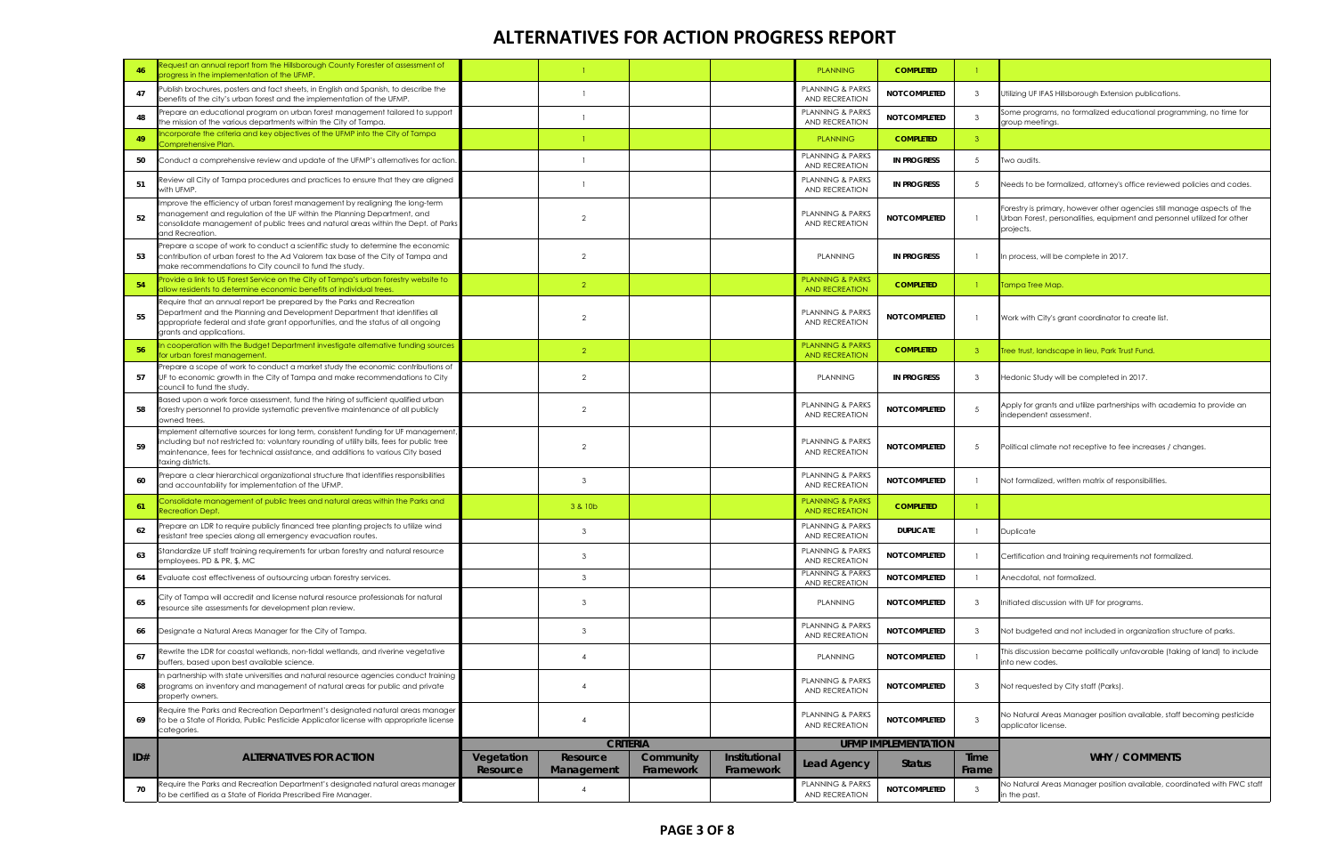# ALTERNATIVES FOR ACTION PROGRESS REPORT

| ID# | ALTERNATIVES FOR ACTION | CRITERIA | | | | UFMP IMPLEMENTATION | | | WHY / COMMENTS |
|---|---|---|---|---|---|---|---|---|---|
| | | Vegetation Resource | Resource Management | Community Framework | Institutional Framework | Lead Agency | Status | Time Frame | |
| 46 | Request an annual report from the Hillsborough County Forester of assessment of progress in the implementation of the UFMP. | | 1 | | | PLANNING | COMPLETED | 1 | |
| 47 | Publish brochures, posters and fact sheets, in English and Spanish, to describe the benefits of the city's urban forest and the implementation of the UFMP. | | 1 | | | PLANNING & PARKS AND RECREATION | NOT COMPLETED | 3 | Utilizing UF IFAS Hillsborough Extension publications. |
| 48 | Prepare an educational program on urban forest management tailored to support the mission of the various departments within the City of Tampa. | | 1 | | | PLANNING & PARKS AND RECREATION | NOT COMPLETED | 3 | Some programs, no formalized educational programming, no time for group meetings. |
| 49 | Incorporate the criteria and key objectives of the UFMP into the City of Tampa Comprehensive Plan. | | 1 | | | PLANNING | COMPLETED | 3 | |
| 50 | Conduct a comprehensive review and update of the UFMP's alternatives for action. | | 1 | | | PLANNING & PARKS AND RECREATION | IN PROGRESS | 5 | Two audits. |
| 51 | Review all City of Tampa procedures and practices to ensure that they are aligned with UFMP. | | 1 | | | PLANNING & PARKS AND RECREATION | IN PROGRESS | 5 | Needs to be formalized, attorney's office reviewed policies and codes. |
| 52 | Improve the efficiency of urban forest management by realigning the long-term management and regulation of the UF within the Planning Department, and consolidate management of public trees and natural areas within the Dept. of Parks and Recreation. | | 2 | | | PLANNING & PARKS AND RECREATION | NOT COMPLETED | 1 | Forestry is primary, however other agencies still manage aspects of the Urban Forest, personalities, equipment and personnel utilized for other projects. |
| 53 | Prepare a scope of work to conduct a scientific study to determine the economic contribution of urban forest to the Ad Valorem tax base of the City of Tampa and make recommendations to City council to fund the study. | | 2 | | | PLANNING | IN PROGRESS | 1 | In process, will be complete in 2017. |
| 54 | Provide a link to US Forest Service on the City of Tampa's urban forestry website to allow residents to determine economic benefits of individual trees. | | 2 | | | PLANNING & PARKS AND RECREATION | COMPLETED | 1 | Tampa Tree Map. |
| 55 | Require that an annual report be prepared by the Parks and Recreation Department and the Planning and Development Department that identifies all appropriate federal and state grant opportunities, and the status of all ongoing grants and applications. | | 2 | | | PLANNING & PARKS AND RECREATION | NOT COMPLETED | 1 | Work with City's grant coordinator to create list. |
| 56 | In cooperation with the Budget Department investigate alternative funding sources for urban forest management. | | 2 | | | PLANNING & PARKS AND RECREATION | COMPLETED | 3 | Tree trust, landscape in lieu, Park Trust Fund. |
| 57 | Prepare a scope of work to conduct a market study the economic contributions of UF to economic growth in the City of Tampa and make recommendations to City council to fund the study. | | 2 | | | PLANNING | IN PROGRESS | 3 | Hedonic Study will be completed in 2017. |
| 58 | Based upon a work force assessment, fund the hiring of sufficient qualified urban forestry personnel to provide systematic preventive maintenance of all publicly owned trees. | | 2 | | | PLANNING & PARKS AND RECREATION | NOT COMPLETED | 5 | Apply for grants and utilize partnerships with academia to provide an independent assessment. |
| 59 | Implement alternative sources for long term, consistent funding for UF management, including but not restricted to: voluntary rounding of utility bills, fees for public tree maintenance, fees for technical assistance, and additions to various City based taxing districts. | | 2 | | | PLANNING & PARKS AND RECREATION | NOT COMPLETED | 5 | Political climate not receptive to fee increases / changes. |
| 60 | Prepare a clear hierarchical organizational structure that identifies responsibilities and accountability for implementation of the UFMP. | | 3 | | | PLANNING & PARKS AND RECREATION | NOT COMPLETED | 1 | Not formalized, written matrix of responsibilities. |
| 61 | Consolidate management of public trees and natural areas within the Parks and Recreation Dept. | | 3 & 10b | | | PLANNING & PARKS AND RECREATION | COMPLETED | 1 | |
| 62 | Prepare an LDR to require publicly financed tree planting projects to utilize wind resistant tree species along all emergency evacuation routes. | | 3 | | | PLANNING & PARKS AND RECREATION | DUPLICATE | 1 | Duplicate |
| 63 | Standardize UF staff training requirements for urban forestry and natural resource employees. PD & PR, $, MC | | 3 | | | PLANNING & PARKS AND RECREATION | NOT COMPLETED | 1 | Certification and training requirements not formalized. |
| 64 | Evaluate cost effectiveness of outsourcing urban forestry services. | | 3 | | | PLANNING & PARKS AND RECREATION | NOT COMPLETED | 1 | Anecdotal, not formalized. |
| 65 | City of Tampa will accredit and license natural resource professionals for natural resource site assessments for development plan review. | | 3 | | | PLANNING | NOT COMPLETED | 3 | Initiated discussion with UF for programs. |
| 66 | Designate a Natural Areas Manager for the City of Tampa. | | 3 | | | PLANNING & PARKS AND RECREATION | NOT COMPLETED | 3 | Not budgeted and not included in organization structure of parks. |
| 67 | Rewrite the LDR for coastal wetlands, non-tidal wetlands, and riverine vegetative buffers, based upon best available science. | | 4 | | | PLANNING | NOT COMPLETED | 1 | This discussion became politically unfavorable (taking of land) to include into new codes. |
| 68 | In partnership with state universities and natural resource agencies conduct training programs on inventory and management of natural areas for public and private property owners. | | 4 | | | PLANNING & PARKS AND RECREATION | NOT COMPLETED | 3 | Not requested by City staff (Parks). |
| 69 | Require the Parks and Recreation Department's designated natural areas manager to be a State of Florida, Public Pesticide Applicator license with appropriate license categories. | | 4 | | | PLANNING & PARKS AND RECREATION | NOT COMPLETED | 3 | No Natural Areas Manager position available, staff becoming pesticide applicator license. |
| 70 | Require the Parks and Recreation Department's designated natural areas manager to be certified as a State of Florida Prescribed Fire Manager. | | 4 | | | PLANNING & PARKS AND RECREATION | NOT COMPLETED | 3 | No Natural Areas Manager position available, coordinated with FWC staff in the past. |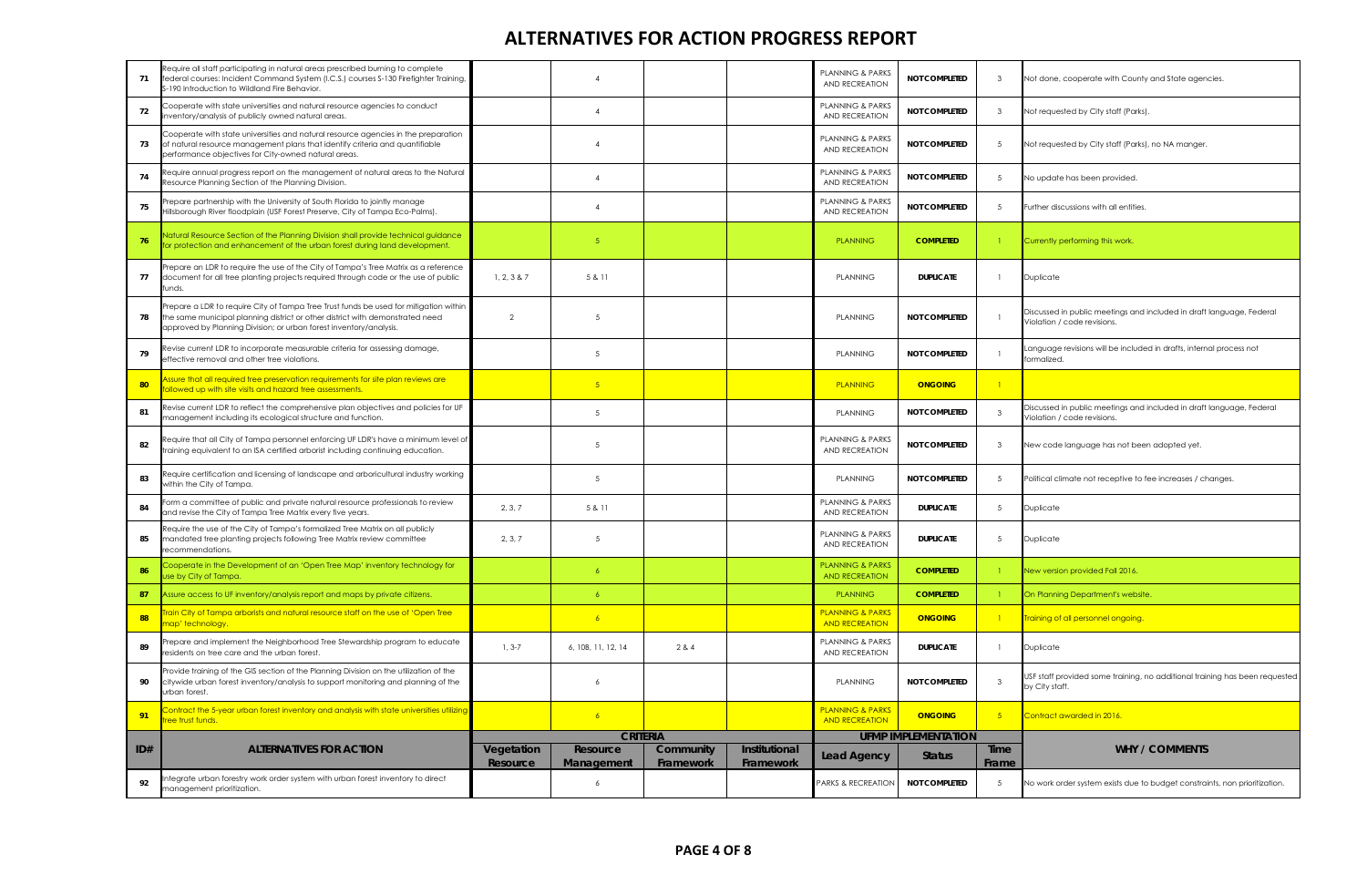# ALTERNATIVES FOR ACTION PROGRESS REPORT

| ID# | ALTERNATIVES FOR ACTION | CRITERIA | | | | UFMP IMPLEMENTATION | | | WHY / COMMENTS |
|---|---|---|---|---|---|---|---|---|---|
| | | Vegetation Resource | Resource Management | Community Framework | Institutional Framework | Lead Agency | Status | Time Frame | |
| 71 | Require all staff participating in natural areas prescribed burning to complete federal courses: Incident Command System (I.C.S.) courses S-130 Firefighter Training, S-190 Introduction to Wildland Fire Behavior. | | 4 | | | PLANNING & PARKS AND RECREATION | NOT COMPLETED | 3 | Not done, cooperate with County and State agencies. |
| 72 | Cooperate with state universities and natural resource agencies to conduct inventory/analysis of publicly owned natural areas. | | 4 | | | PLANNING & PARKS AND RECREATION | NOT COMPLETED | 3 | Not requested by City staff (Parks). |
| 73 | Cooperate with state universities and natural resource agencies in the preparation of natural resource management plans that identify criteria and quantifiable performance objectives for City-owned natural areas. | | 4 | | | PLANNING & PARKS AND RECREATION | NOT COMPLETED | 5 | Not requested by City staff (Parks), no NA manger. |
| 74 | Require annual progress report on the management of natural areas to the Natural Resource Planning Section of the Planning Division. | | 4 | | | PLANNING & PARKS AND RECREATION | NOT COMPLETED | 5 | No update has been provided. |
| 75 | Prepare partnership with the University of South Florida to jointly manage Hillsborough River floodplain (USF Forest Preserve, City of Tampa Eco-Palms). | | 4 | | | PLANNING & PARKS AND RECREATION | NOT COMPLETED | 5 | Further discussions with all entities. |
| 76 | Natural Resource Section of the Planning Division shall provide technical guidance for protection and enhancement of the urban forest during land development. | | 5 | | | PLANNING | COMPLETED | 1 | Currently performing this work. |
| 77 | Prepare an LDR to require the use of the City of Tampa's Tree Matrix as a reference document for all tree planting projects required through code or the use of public funds. | 1, 2, 3 & 7 | 5 & 11 | | | PLANNING | DUPLICATE | 1 | Duplicate |
| 78 | Prepare a LDR to require City of Tampa Tree Trust funds be used for mitigation within the same municipal planning district or other district with demonstrated need approved by Planning Division; or urban forest inventory/analysis. | 2 | 5 | | | PLANNING | NOT COMPLETED | 1 | Discussed in public meetings and included in draft language, Federal Violation / code revisions. |
| 79 | Revise current LDR to incorporate measurable criteria for assessing damage, effective removal and other tree violations. | | 5 | | | PLANNING | NOT COMPLETED | 1 | Language revisions will be included in drafts, internal process not formalized. |
| 80 | Assure that all required tree preservation requirements for site plan reviews are followed up with site visits and hazard tree assessments. | | 5 | | | PLANNING | ONGOING | 1 | |
| 81 | Revise current LDR to reflect the comprehensive plan objectives and policies for UF management including its ecological structure and function. | | 5 | | | PLANNING | NOT COMPLETED | 3 | Discussed in public meetings and included in draft language, Federal Violation / code revisions. |
| 82 | Require that all City of Tampa personnel enforcing UF LDR's have a minimum level of training equivalent to an ISA certified arborist including continuing education. | | 5 | | | PLANNING & PARKS AND RECREATION | NOT COMPLETED | 3 | New code language has not been adopted yet. |
| 83 | Require certification and licensing of landscape and arboricultural industry working within the City of Tampa. | | 5 | | | PLANNING | NOT COMPLETED | 5 | Political climate not receptive to fee increases / changes. |
| 84 | Form a committee of public and private natural resource professionals to review and revise the City of Tampa Tree Matrix every five years. | 2, 3, 7 | 5 & 11 | | | PLANNING & PARKS AND RECREATION | DUPLICATE | 5 | Duplicate |
| 85 | Require the use of the City of Tampa's formalized Tree Matrix on all publicly mandated tree planting projects following Tree Matrix review committee recommendations. | 2, 3, 7 | 5 | | | PLANNING & PARKS AND RECREATION | DUPLICATE | 5 | Duplicate |
| 86 | Cooperate in the Development of an 'Open Tree Map' inventory technology for use by City of Tampa. | | 6 | | | PLANNING & PARKS AND RECREATION | COMPLETED | 1 | New version provided Fall 2016. |
| 87 | Assure access to UF inventory/analysis report and maps by private citizens. | | 6 | | | PLANNING | COMPLETED | 1 | On Planning Department's website. |
| 88 | Train City of Tampa arborists and natural resource staff on the use of 'Open Tree map' technology. | | 6 | | | PLANNING & PARKS AND RECREATION | ONGOING | 1 | Training of all personnel ongoing. |
| 89 | Prepare and implement the Neighborhood Tree Stewardship program to educate residents on tree care and the urban forest. | 1, 3-7 | 6, 10B, 11, 12, 14 | 2 & 4 | | PLANNING & PARKS AND RECREATION | DUPLICATE | 1 | Duplicate |
| 90 | Provide training of the GIS section of the Planning Division on the utilization of the citywide urban forest inventory/analysis to support monitoring and planning of the urban forest. | | 6 | | | PLANNING | NOT COMPLETED | 3 | USF staff provided some training, no additional training has been requested by City staff. |
| 91 | Contract the 5-year urban forest inventory and analysis with state universities utilizing tree trust funds. | | 6 | | | PLANNING & PARKS AND RECREATION | ONGOING | 5 | Contract awarded in 2016. |
| 92 | Integrate urban forestry work order system with urban forest inventory to direct management prioritization. | | 6 | | | PARKS & RECREATION | NOT COMPLETED | 5 | No work order system exists due to budget constraints, non prioritization. |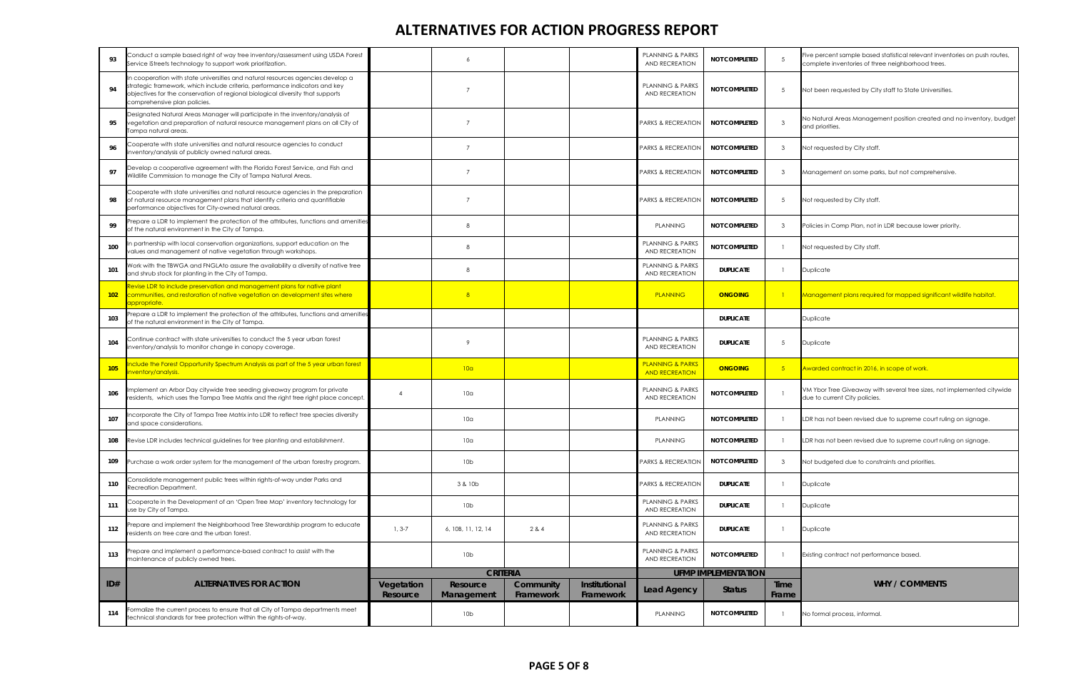# ALTERNATIVES FOR ACTION PROGRESS REPORT

| ID# | ALTERNATIVES FOR ACTION | CRITERIA | | | | UFMP IMPLEMENTATION | | | WHY / COMMENTS |
|---|---|---|---|---|---|---|---|---|---|
| | | Vegetation Resource | Resource Management | Community Framework | Institutional Framework | Lead Agency | Status | Time Frame | |
| 93 | Conduct a sample based right of way tree inventory/assessment using USDA Forest Service iStreets technology to support work prioritization. | | 6 | | | PLANNING & PARKS AND RECREATION | NOT COMPLETED | 5 | Five percent sample based statistical relevant inventories on push routes, complete inventories of three neighborhood trees. |
| 94 | In cooperation with state universities and natural resources agencies develop a strategic framework, which include criteria, performance indicators and key objectives for the conservation of regional biological diversity that supports comprehensive plan policies. | | 7 | | | PLANNING & PARKS AND RECREATION | NOT COMPLETED | 5 | Not been requested by City staff to State Universities. |
| 95 | Designated Natural Areas Manager will participate in the inventory/analysis of vegetation and preparation of natural resource management plans on all City of Tampa natural areas. | | 7 | | | PARKS & RECREATION | NOT COMPLETED | 3 | No Natural Areas Management position created and no inventory, budget and priorities. |
| 96 | Cooperate with state universities and natural resource agencies to conduct inventory/analysis of publicly owned natural areas. | | 7 | | | PARKS & RECREATION | NOT COMPLETED | 3 | Not requested by City staff. |
| 97 | Develop a cooperative agreement with the Florida Forest Service, and Fish and Wildlife Commission to manage the City of Tampa Natural Areas. | | 7 | | | PARKS & RECREATION | NOT COMPLETED | 3 | Management on some parks, but not comprehensive. |
| 98 | Cooperate with state universities and natural resource agencies in the preparation of natural resource management plans that identify criteria and quantifiable performance objectives for City-owned natural areas. | | 7 | | | PARKS & RECREATION | NOT COMPLETED | 5 | Not requested by City staff. |
| 99 | Prepare a LDR to implement the protection of the attributes, functions and amenities of the natural environment in the City of Tampa. | | 8 | | | PLANNING | NOT COMPLETED | 3 | Policies in Comp Plan, not in LDR because lower priority. |
| 100 | In partnership with local conservation organizations, support education on the values and management of native vegetation through workshops. | | 8 | | | PLANNING & PARKS AND RECREATION | NOT COMPLETED | 1 | Not requested by City staff. |
| 101 | Work with the TBWGA and FNGLAto assure the availability a diversity of native tree and shrub stock for planting in the City of Tampa. | | 8 | | | PLANNING & PARKS AND RECREATION | DUPLICATE | 1 | Duplicate |
| 102 | Revise LDR to include preservation and management plans for native plant communities, and restoration of native vegetation on development sites where appropriate. | | 8 | | | PLANNING | ONGOING | 1 | Management plans required for mapped significant wildlife habitat. |
| 103 | Prepare a LDR to implement the protection of the attributes, functions and amenities of the natural environment in the City of Tampa. | | | | | | DUPLICATE | | Duplicate |
| 104 | Continue contract with state universities to conduct the 5 year urban forest inventory/analysis to monitor change in canopy coverage. | | 9 | | | PLANNING & PARKS AND RECREATION | DUPLICATE | 5 | Duplicate |
| 105 | Include the Forest Opportunity Spectrum Analysis as part of the 5 year urban forest inventory/analysis. | | 10a | | | PLANNING & PARKS AND RECREATION | ONGOING | 5 | Awarded contract in 2016, in scope of work. |
| 106 | Implement an Arbor Day citywide tree seeding giveaway program for private residents, which uses the Tampa Tree Matrix and the right tree right place concept. | 4 | 10a | | | PLANNING & PARKS AND RECREATION | NOT COMPLETED | 1 | VM Ybor Tree Giveaway with several tree sizes, not implemented citywide due to current City policies. |
| 107 | Incorporate the City of Tampa Tree Matrix into LDR to reflect tree species diversity and space considerations. | | 10a | | | PLANNING | NOT COMPLETED | 1 | LDR has not been revised due to supreme court ruling on signage. |
| 108 | Revise LDR includes technical guidelines for tree planting and establishment. | | 10a | | | PLANNING | NOT COMPLETED | 1 | LDR has not been revised due to supreme court ruling on signage. |
| 109 | Purchase a work order system for the management of the urban forestry program. | | 10b | | | PARKS & RECREATION | NOT COMPLETED | 3 | Not budgeted due to constraints and priorities. |
| 110 | Consolidate management public trees within rights-of-way under Parks and Recreation Department. | | 3 & 10b | | | PARKS & RECREATION | DUPLICATE | 1 | Duplicate |
| 111 | Cooperate in the Development of an 'Open Tree Map' inventory technology for use by City of Tampa. | | 10b | | | PLANNING & PARKS AND RECREATION | DUPLICATE | 1 | Duplicate |
| 112 | Prepare and implement the Neighborhood Tree Stewardship program to educate residents on tree care and the urban forest. | 1, 3-7 | 6, 10B, 11, 12, 14 | 2 & 4 | | PLANNING & PARKS AND RECREATION | DUPLICATE | 1 | Duplicate |
| 113 | Prepare and implement a performance-based contract to assist with the maintenance of publicly owned trees. | | 10b | | | PLANNING & PARKS AND RECREATION | NOT COMPLETED | 1 | Existing contract not performance based. |
| 114 | Formalize the current process to ensure that all City of Tampa departments meet technical standards for tree protection within the rights-of-way. | | 10b | | | PLANNING | NOT COMPLETED | 1 | No formal process, informal. |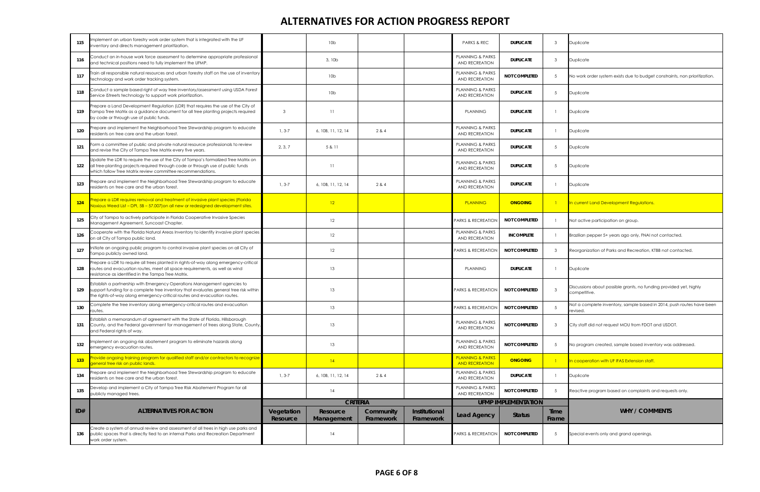# ALTERNATIVES FOR ACTION PROGRESS REPORT

| ID# | ALTERNATIVES FOR ACTION | CRITERIA | | | | UFMP IMPLEMENTATION | | | WHY / COMMENTS |
|---|---|---|---|---|---|---|---|---|---|
| | | Vegetation Resource | Resource Management | Community Framework | Institutional Framework | Lead Agency | Status | Time Frame | |
| 115 | Implement an urban forestry work order system that is integrated with the UF inventory and directs management prioritization. | | 10b | | | PARKS & REC | DUPLICATE | 3 | Duplicate |
| 116 | Conduct an in-house work force assessment to determine appropriate professional and technical positions need to fully implement the UFMP. | | 3, 10b | | | PLANNING & PARKS AND RECREATION | DUPLICATE | 3 | Duplicate |
| 117 | Train all responsible natural resources and urban forestry staff on the use of inventory technology and work order tracking system. | | 10b | | | PLANNING & PARKS AND RECREATION | NOT COMPLETED | 5 | No work order system exists due to budget constraints, non prioritization. |
| 118 | Conduct a sample based right of way tree inventory/assessment using USDA Forest Service iStreets technology to support work prioritization. | | 10b | | | PLANNING & PARKS AND RECREATION | DUPLICATE | 5 | Duplicate |
| 119 | Prepare a Land Development Regulation (LDR) that requires the use of the City of Tampa Tree Matrix as a guidance document for all tree planting projects required by code or through use of public funds. | 3 | 11 | | | PLANNING | DUPLICATE | 1 | Duplicate |
| 120 | Prepare and implement the Neighborhood Tree Stewardship program to educate residents on tree care and the urban forest. | 1, 3-7 | 6, 10B, 11, 12, 14 | 2 & 4 | | PLANNING & PARKS AND RECREATION | DUPLICATE | 1 | Duplicate |
| 121 | Form a committee of public and private natural resource professionals to review and revise the City of Tampa Tree Matrix every five years. | 2, 3, 7 | 5 & 11 | | | PLANNING & PARKS AND RECREATION | DUPLICATE | 5 | Duplicate |
| 122 | Update the LDR to require the use of the City of Tampa's formalized Tree Matrix on all tree-planting projects required through code or through use of public funds which follow Tree Matrix review committee recommendations. | | 11 | | | PLANNING & PARKS AND RECREATION | DUPLICATE | 5 | Duplicate |
| 123 | Prepare and implement the Neighborhood Tree Stewardship program to educate residents on tree care and the urban forest. | 1, 3-7 | 6, 10B, 11, 12, 14 | 2 & 4 | | PLANNING & PARKS AND RECREATION | DUPLICATE | 1 | Duplicate |
| 124 | Prepare a LDR requires removal and treatment of invasive plant species (Florida Noxious Weed List – DPI, 5B – 57.007)on all new or redesigned development sites. | | 12 | | | PLANNING | ONGOING | 1 | In current Land Development Regulations. |
| 125 | City of Tampa to actively participate in Florida Cooperative Invasive Species Management Agreement, Suncoast Chapter. | | 12 | | | PARKS & RECREATION | NOT COMPLETED | 1 | Not active participation on group. |
| 126 | Cooperate with the Florida Natural Areas Inventory to identify invasive plant species on all City of Tampa public land. | | 12 | | | PLANNING & PARKS AND RECREATION | INCOMPLETE | 1 | Brazilian pepper 5+ years ago only, FNAI not contacted. |
| 127 | Initiate an ongoing public program to control invasive plant species on all City of Tampa publicly owned land. | | 12 | | | PARKS & RECREATION | NOT COMPLETED | 3 | Reorganization of Parks and Recreation, KTBB not contacted. |
| 128 | Prepare a LDR to require all trees planted in rights-of-way along emergency-critical routes and evacuation routes, meet all space requirements, as well as wind resistance as identified in the Tampa Tree Matrix. | | 13 | | | PLANNING | DUPLICATE | 1 | Duplicate |
| 129 | Establish a partnership with Emergency Operations Management agencies to support funding for a complete tree inventory that evaluates general tree risk within the rights-of-way along emergency-critical routes and evacuation routes. | | 13 | | | PARKS & RECREATION | NOT COMPLETED | 3 | Discussions about possible grants, no funding provided yet, highly competitive. |
| 130 | Complete the tree inventory along emergency-critical routes and evacuation routes. | | 13 | | | PARKS & RECREATION | NOT COMPLETED | 5 | Not a complete inventory, sample based in 2014, push routes have been revised. |
| 131 | Establish a memorandum of agreement with the State of Florida, Hillsborough County, and the Federal government for management of trees along State, County, and Federal rights of way. | | 13 | | | PLANNING & PARKS AND RECREATION | NOT COMPLETED | 3 | City staff did not request MOU from FDOT and USDOT. |
| 132 | Implement an ongoing risk abatement program to eliminate hazards along emergency evacuation routes. | | 13 | | | PLANNING & PARKS AND RECREATION | NOT COMPLETED | 5 | No program created, sample based inventory was addressed. |
| 133 | Provide ongoing training program for qualified staff and/or contractors to recognize general tree risk on public lands. | | 14 | | | PLANNING & PARKS AND RECREATION | ONGOING | 1 | In cooperation with UF IFAS Extension staff. |
| 134 | Prepare and implement the Neighborhood Tree Stewardship program to educate residents on tree care and the urban forest. | 1, 3-7 | 6, 10B, 11, 12, 14 | 2 & 4 | | PLANNING & PARKS AND RECREATION | DUPLICATE | 1 | Duplicate |
| 135 | Develop and implement a City of Tampa Tree Risk Abatement Program for all publicly managed trees. | | 14 | | | PLANNING & PARKS AND RECREATION | NOT COMPLETED | 5 | Reactive program based on complaints and requests only. |
| 136 | Create a system of annual review and assessment of all trees in high use parks and public spaces that is directly tied to an internal Parks and Recreation Department work order system. | | 14 | | | PARKS & RECREATION | NOT COMPLETED | 5 | Special events only and grand openings. |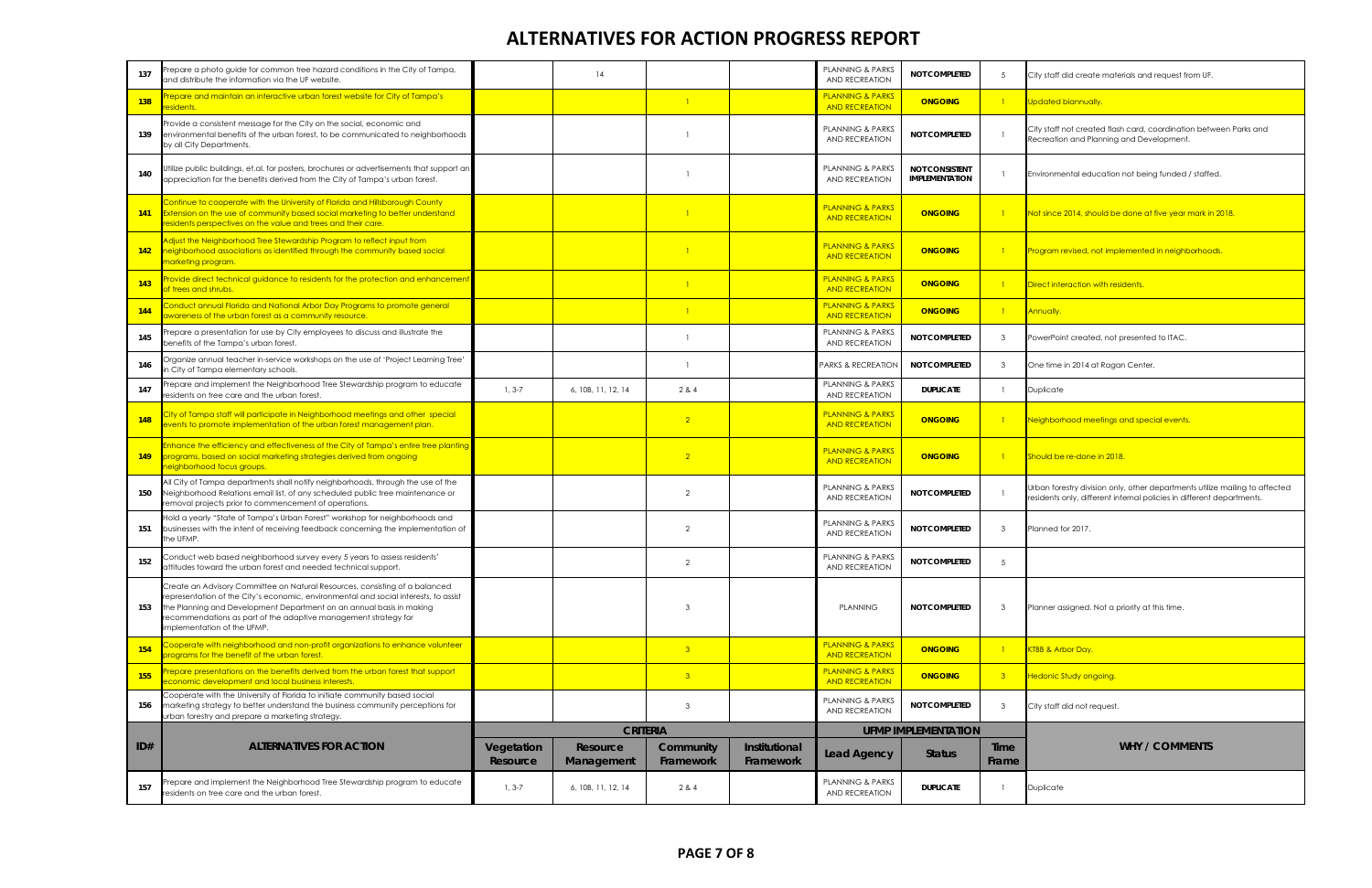# ALTERNATIVES FOR ACTION PROGRESS REPORT

| ID# | ALTERNATIVES FOR ACTION | CRITERIA | | | | UFMP IMPLEMENTATION | | | WHY / COMMENTS |
|---|---|---|---|---|---|---|---|---|---|
| | | Vegetation Resource | Resource Management | Community Framework | Institutional Framework | Lead Agency | Status | Time Frame | |
| 137 | Prepare a photo guide for common tree hazard conditions in the City of Tampa, and distribute the information via the UF website. | | 14 | | | PLANNING & PARKS AND RECREATION | NOT COMPLETED | 5 | City staff did create materials and request from UF. |
| 138 | Prepare and maintain an interactive urban forest website for City of Tampa's residents. | | | 1 | | PLANNING & PARKS AND RECREATION | ONGOING | 1 | Updated biannually. |
| 139 | Provide a consistent message for the City on the social, economic and environmental benefits of the urban forest, to be communicated to neighborhoods by all City Departments. | | | 1 | | PLANNING & PARKS AND RECREATION | NOT COMPLETED | 1 | City staff not created flash card, coordination between Parks and Recreation and Planning and Development. |
| 140 | Utilize public buildings, et.al. for posters, brochures or advertisements that support an appreciation for the benefits derived from the City of Tampa's urban forest. | | | 1 | | PLANNING & PARKS AND RECREATION | NOT CONSISTENT IMPLEMENTATION | 1 | Environmental education not being funded / staffed. |
| 141 | Continue to cooperate with the University of Florida and Hillsborough County Extension on the use of community based social marketing to better understand residents perspectives on the value and trees and their care. | | | 1 | | PLANNING & PARKS AND RECREATION | ONGOING | 1 | Not since 2014, should be done at five year mark in 2018. |
| 142 | Adjust the Neighborhood Tree Stewardship Program to reflect input from neighborhood associations as identified through the community based social marketing program. | | | 1 | | PLANNING & PARKS AND RECREATION | ONGOING | 1 | Program revised, not implemented in neighborhoods. |
| 143 | Provide direct technical guidance to residents for the protection and enhancement of trees and shrubs. | | | 1 | | PLANNING & PARKS AND RECREATION | ONGOING | 1 | Direct interaction with residents. |
| 144 | Conduct annual Florida and National Arbor Day Programs to promote general awareness of the urban forest as a community resource. | | | 1 | | PLANNING & PARKS AND RECREATION | ONGOING | 1 | Annually. |
| 145 | Prepare a presentation for use by City employees to discuss and illustrate the benefits of the Tampa's urban forest. | | | 1 | | PLANNING & PARKS AND RECREATION | NOT COMPLETED | 3 | PowerPoint created, not presented to ITAC. |
| 146 | Organize annual teacher in-service workshops on the use of 'Project Learning Tree' in City of Tampa elementary schools. | | | 1 | | PARKS & RECREATION | NOT COMPLETED | 3 | One time in 2014 at Ragan Center. |
| 147 | Prepare and implement the Neighborhood Tree Stewardship program to educate residents on tree care and the urban forest. | 1, 3-7 | 6, 10B, 11, 12, 14 | 2 & 4 | | PLANNING & PARKS AND RECREATION | DUPLICATE | 1 | Duplicate |
| 148 | City of Tampa staff will participate in Neighborhood meetings and other special events to promote implementation of the urban forest management plan. | | | 2 | | PLANNING & PARKS AND RECREATION | ONGOING | 1 | Neighborhood meetings and special events. |
| 149 | Enhance the efficiency and effectiveness of the City of Tampa's entire tree planting programs, based on social marketing strategies derived from ongoing neighborhood focus groups. | | | 2 | | PLANNING & PARKS AND RECREATION | ONGOING | 1 | Should be re-done in 2018. |
| 150 | All City of Tampa departments shall notify neighborhoods, through the use of the Neighborhood Relations email list, of any scheduled public tree maintenance or removal projects prior to commencement of operations. | | | 2 | | PLANNING & PARKS AND RECREATION | NOT COMPLETED | 1 | Urban forestry division only, other departments utilize mailing to affected residents only, different internal policies in different departments. |
| 151 | Hold a yearly "State of Tampa's Urban Forest" workshop for neighborhoods and businesses with the intent of receiving feedback concerning the implementation of the UFMP. | | | 2 | | PLANNING & PARKS AND RECREATION | NOT COMPLETED | 3 | Planned for 2017. |
| 152 | Conduct web based neighborhood survey every 5 years to assess residents' attitudes toward the urban forest and needed technical support. | | | 2 | | PLANNING & PARKS AND RECREATION | NOT COMPLETED | 5 | |
| 153 | Create an Advisory Committee on Natural Resources, consisting of a balanced representation of the City's economic, environmental and social interests, to assist the Planning and Development Department on an annual basis in making recommendations as part of the adaptive management strategy for implementation of the UFMP. | | | 3 | | PLANNING | NOT COMPLETED | 3 | Planner assigned. Not a priority at this time. |
| 154 | Cooperate with neighborhood and non-profit organizations to enhance volunteer programs for the benefit of the urban forest. | | | 3 | | PLANNING & PARKS AND RECREATION | ONGOING | 1 | KTBB & Arbor Day. |
| 155 | Prepare presentations on the benefits derived from the urban forest that support economic development and local business interests. | | | 3 | | PLANNING & PARKS AND RECREATION | ONGOING | 3 | Hedonic Study ongoing. |
| 156 | Cooperate with the University of Florida to initiate community based social marketing strategy to better understand the business community perceptions for urban forestry and prepare a marketing strategy. | | | 3 | | PLANNING & PARKS AND RECREATION | NOT COMPLETED | 3 | City staff did not request. |
| 157 | Prepare and implement the Neighborhood Tree Stewardship program to educate residents on tree care and the urban forest. | 1, 3-7 | 6, 10B, 11, 12, 14 | 2 & 4 | | PLANNING & PARKS AND RECREATION | DUPLICATE | 1 | Duplicate |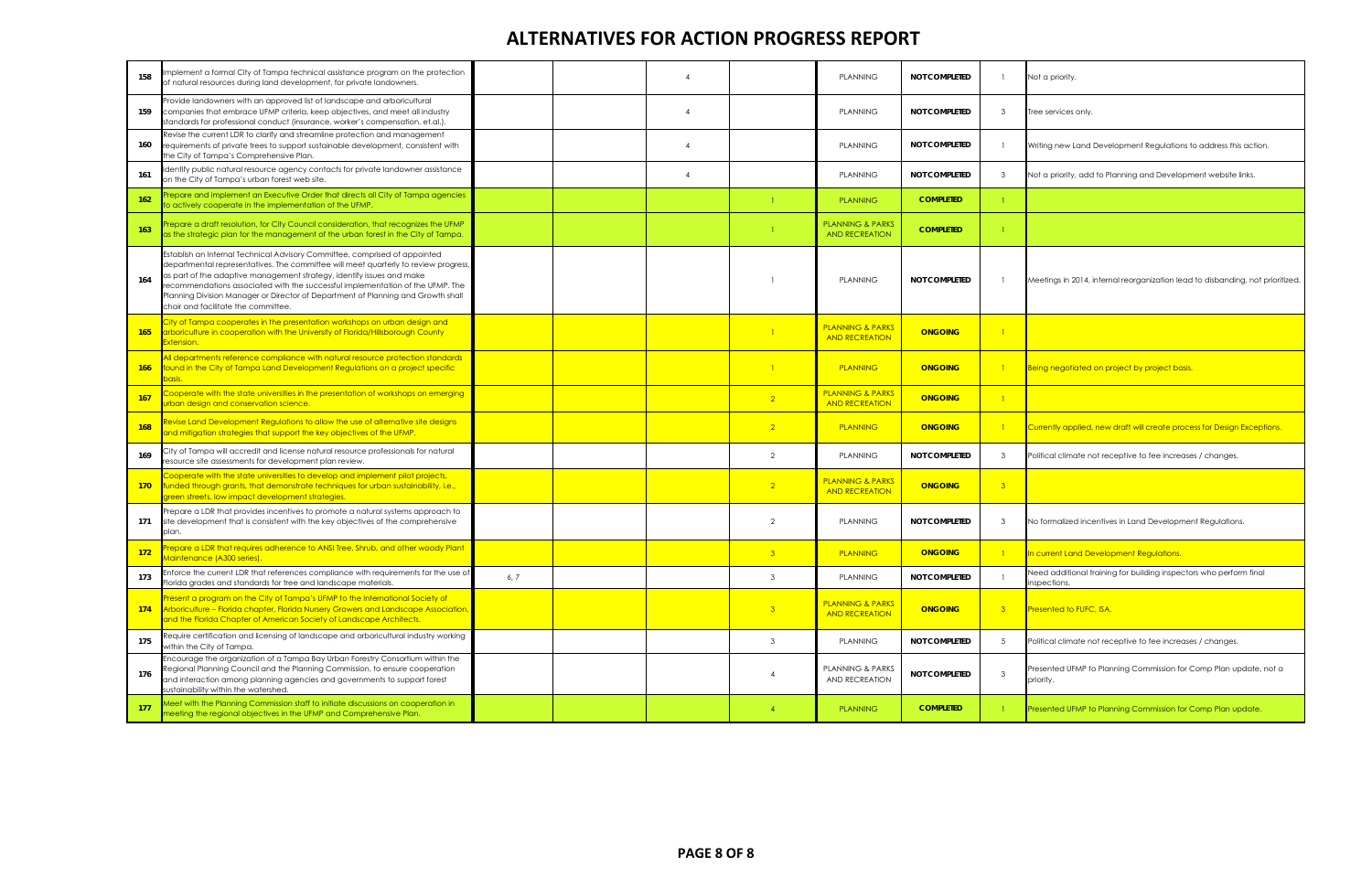# ALTERNATIVES FOR ACTION PROGRESS REPORT

| | | | | | | | | | |
|---|---|---|---|---|---|---|---|---|---|
| 158 | Implement a formal City of Tampa technical assistance program on the protection of natural resources during land development, for private landowners. | | | 4 | | PLANNING | NOT COMPLETED | 1 | Not a priority. |
| 159 | Provide landowners with an approved list of landscape and arboricultural companies that embrace UFMP criteria, keep objectives, and meet all industry standards for professional conduct (insurance, worker's compensation, et.al.). | | | 4 | | PLANNING | NOT COMPLETED | 3 | Tree services only. |
| 160 | Revise the current LDR to clarify and streamline protection and management requirements of private trees to support sustainable development, consistent with the City of Tampa's Comprehensive Plan. | | | 4 | | PLANNING | NOT COMPLETED | 1 | Writing new Land Development Regulations to address this action. |
| 161 | Identify public natural resource agency contacts for private landowner assistance on the City of Tampa's urban forest web site. | | | 4 | | PLANNING | NOT COMPLETED | 3 | Not a priority, add to Planning and Development website links. |
| 162 | Prepare and implement an Executive Order that directs all City of Tampa agencies to actively cooperate in the implementation of the UFMP. | | | | 1 | PLANNING | COMPLETED | 1 | |
| 163 | Prepare a draft resolution, for City Council consideration, that recognizes the UFMP as the strategic plan for the management of the urban forest in the City of Tampa. | | | | 1 | PLANNING & PARKS AND RECREATION | COMPLETED | 1 | |
| 164 | Establish an Internal Technical Advisory Committee, comprised of appointed departmental representatives. The committee will meet quarterly to review progress, as part of the adaptive management strategy, identify issues and make recommendations associated with the successful implementation of the UFMP. The Planning Division Manager or Director of Department of Planning and Growth shall chair and facilitate the committee. | | | | 1 | PLANNING | NOT COMPLETED | 1 | Meetings in 2014, internal reorganization lead to disbanding, not prioritized. |
| 165 | City of Tampa cooperates in the presentation workshops on urban design and arboriculture in cooperation with the University of Florida/Hillsborough County Extension. | | | | 1 | PLANNING & PARKS AND RECREATION | ONGOING | 1 | |
| 166 | All departments reference compliance with natural resource protection standards found in the City of Tampa Land Development Regulations on a project specific basis. | | | | 1 | PLANNING | ONGOING | 1 | Being negotiated on project by project basis. |
| 167 | Cooperate with the state universities in the presentation of workshops on emerging urban design and conservation science. | | | | 2 | PLANNING & PARKS AND RECREATION | ONGOING | 1 | |
| 168 | Revise Land Development Regulations to allow the use of alternative site designs and mitigation strategies that support the key objectives of the UFMP. | | | | 2 | PLANNING | ONGOING | 1 | Currently applied, new draft will create process for Design Exceptions. |
| 169 | City of Tampa will accredit and license natural resource professionals for natural resource site assessments for development plan review. | | | | 2 | PLANNING | NOT COMPLETED | 3 | Political climate not receptive to fee increases / changes. |
| 170 | Cooperate with the state universities to develop and implement pilot projects, funded through grants, that demonstrate techniques for urban sustainability, i.e., green streets, low impact development strategies. | | | | 2 | PLANNING & PARKS AND RECREATION | ONGOING | 3 | |
| 171 | Prepare a LDR that provides incentives to promote a natural systems approach to site development that is consistent with the key objectives of the comprehensive plan. | | | | 2 | PLANNING | NOT COMPLETED | 3 | No formalized incentives in Land Development Regulations. |
| 172 | Prepare a LDR that requires adherence to ANSI Tree, Shrub, and other woody Plant Maintenance (A300 series). | | | | 3 | PLANNING | ONGOING | 1 | In current Land Development Regulations. |
| 173 | Enforce the current LDR that references compliance with requirements for the use of Florida grades and standards for tree and landscape materials. | 6, 7 | | | 3 | PLANNING | NOT COMPLETED | 1 | Need additional training for building inspectors who perform final inspections. |
| 174 | Present a program on the City of Tampa's UFMP to the International Society of Arboriculture – Florida chapter, Florida Nursery Growers and Landscape Association, and the Florida Chapter of American Society of Landscape Architects. | | | | 3 | PLANNING & PARKS AND RECREATION | ONGOING | 3 | Presented to FUFC, ISA. |
| 175 | Require certification and licensing of landscape and arboricultural industry working within the City of Tampa. | | | | 3 | PLANNING | NOT COMPLETED | 5 | Political climate not receptive to fee increases / changes. |
| 176 | Encourage the organization of a Tampa Bay Urban Forestry Consortium within the Regional Planning Council and the Planning Commission, to ensure cooperation and interaction among planning agencies and governments to support forest sustainability within the watershed. | | | | 4 | PLANNING & PARKS AND RECREATION | NOT COMPLETED | 3 | Presented UFMP to Planning Commission for Comp Plan update, not a priority. |
| 177 | Meet with the Planning Commission staff to initiate discussions on cooperation in meeting the regional objectives in the UFMP and Comprehensive Plan. | | | | 4 | PLANNING | COMPLETED | 1 | Presented UFMP to Planning Commission for Comp Plan update. |